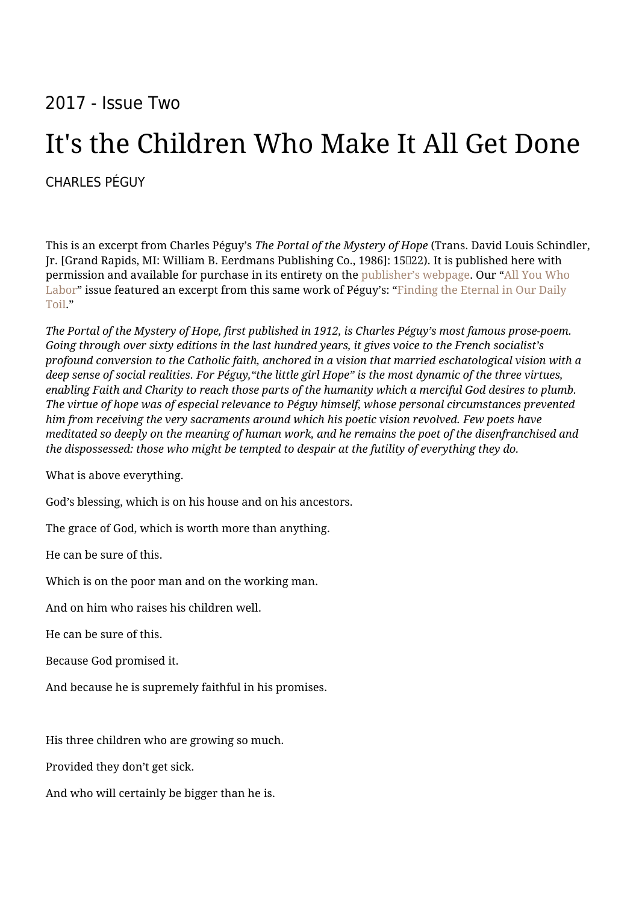2017 - Issue Two

# It's the Children Who Make It All Get Done

CHARLES PÉGUY

This is an excerpt from Charles Péguy's *The Portal of the Mystery of Hope* (Trans. David Louis Schindler, Jr. [Grand Rapids, MI: William B. Eerdmans Publishing Co., 1986]: 15–22). It is published here with permission and available for purchase in its entirety on the publisher's webpage. Our "All You Who Labor" issue featured an excerpt from this same work of Péguy's: "Finding the Eternal in Our Daily Toil."

*The Portal of the Mystery of Hope, first published in 1912, is Charles Péguy's most famous prose-poem. Going through over sixty editions in the last hundred years, it gives voice to the French socialist's profound conversion to the Catholic faith, anchored in a vision that married eschatological vision with a deep sense of social realities. For Péguy,"the little girl Hope" is the most dynamic of the three virtues, enabling Faith and Charity to reach those parts of the humanity which a merciful God desires to plumb. The virtue of hope was of especial relevance to Péguy himself, whose personal circumstances prevented him from receiving the very sacraments around which his poetic vision revolved. Few poets have meditated so deeply on the meaning of human work, and he remains the poet of the disenfranchised and the dispossessed: those who might be tempted to despair at the futility of everything they do.*

What is above everything.

God's blessing, which is on his house and on his ancestors.

The grace of God, which is worth more than anything.

He can be sure of this.

Which is on the poor man and on the working man.

And on him who raises his children well.

He can be sure of this.

Because God promised it.

And because he is supremely faithful in his promises.

His three children who are growing so much.

Provided they don't get sick.

And who will certainly be bigger than he is.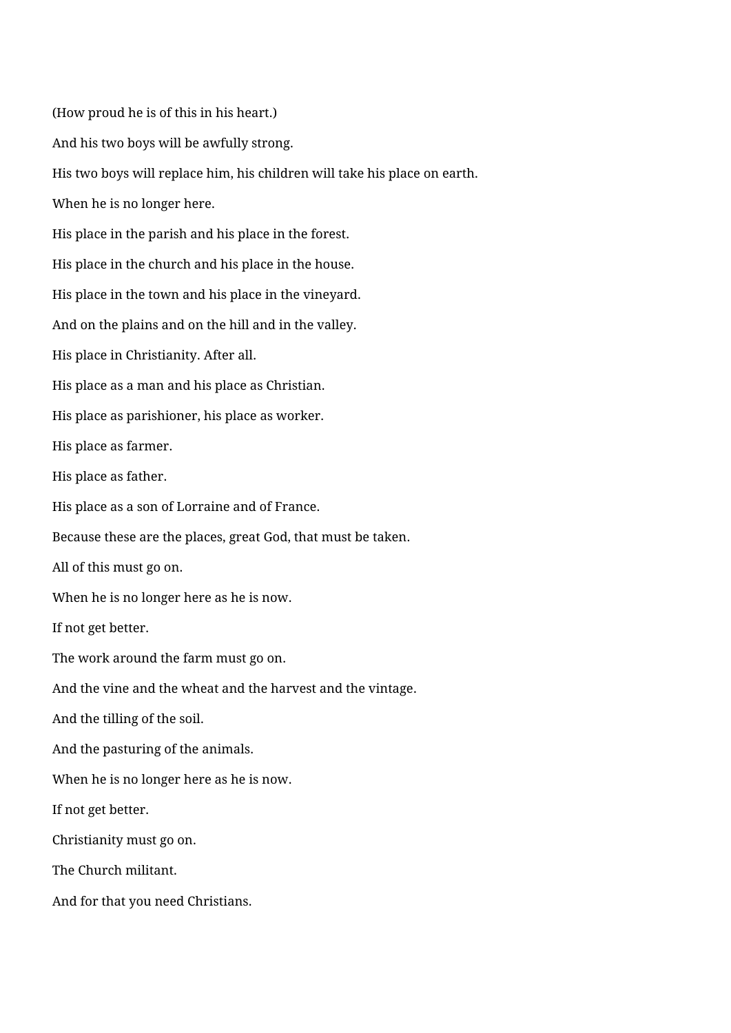(How proud he is of this in his heart.)

And his two boys will be awfully strong.

His two boys will replace him, his children will take his place on earth.

When he is no longer here.

His place in the parish and his place in the forest.

His place in the church and his place in the house.

His place in the town and his place in the vineyard.

And on the plains and on the hill and in the valley.

His place in Christianity. After all.

His place as a man and his place as Christian.

His place as parishioner, his place as worker.

His place as farmer.

His place as father.

His place as a son of Lorraine and of France.

Because these are the places, great God, that must be taken.

All of this must go on.

When he is no longer here as he is now.

If not get better.

The work around the farm must go on.

And the vine and the wheat and the harvest and the vintage.

And the tilling of the soil.

And the pasturing of the animals.

When he is no longer here as he is now.

If not get better.

Christianity must go on.

The Church militant.

And for that you need Christians.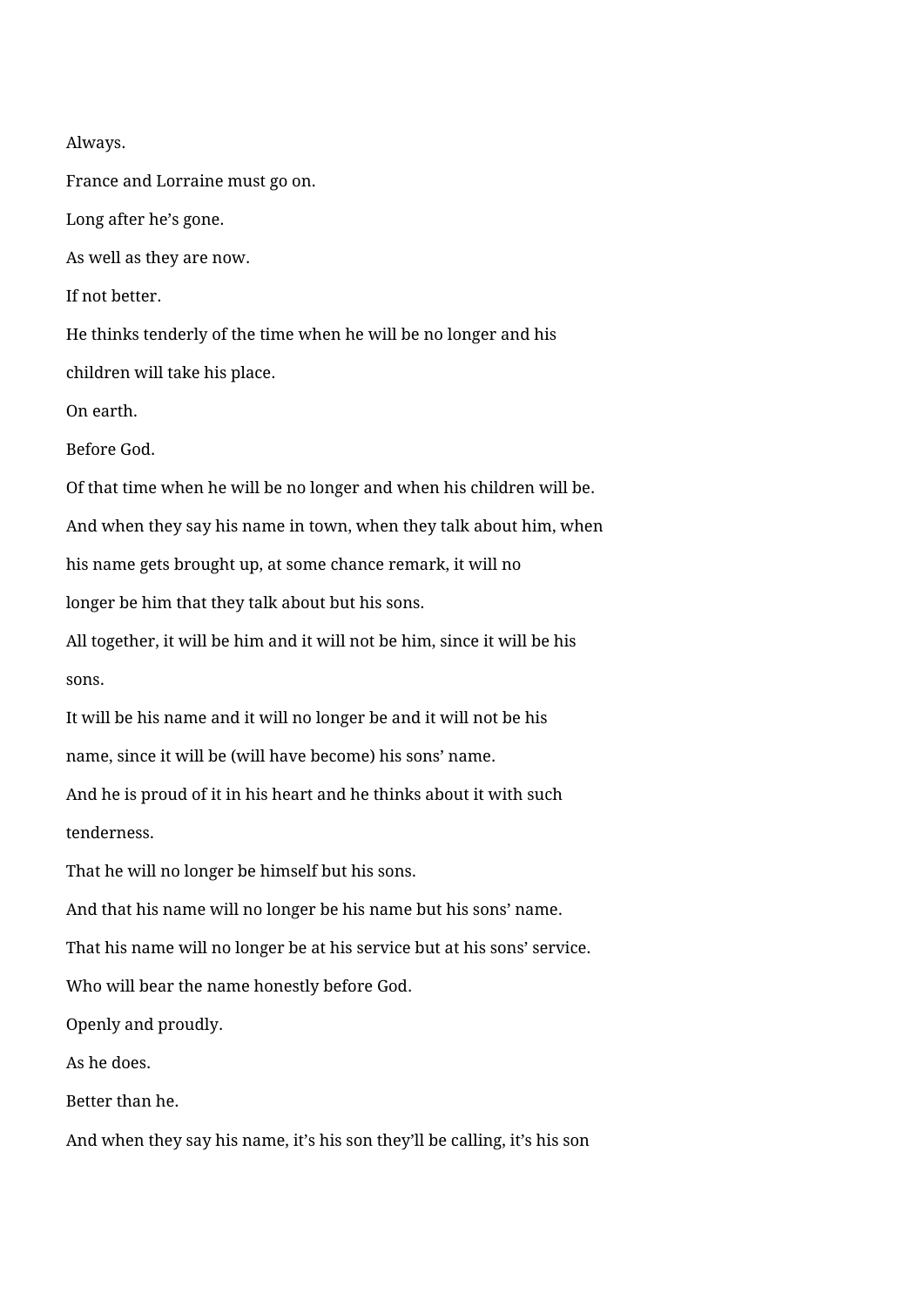Always.

France and Lorraine must go on.

Long after he's gone.

As well as they are now.

If not better.

He thinks tenderly of the time when he will be no longer and his children will take his place.

On earth.

Before God.

Of that time when he will be no longer and when his children will be.

And when they say his name in town, when they talk about him, when his name gets brought up, at some chance remark, it will no longer be him that they talk about but his sons.

All together, it will be him and it will not be him, since it will be his sons.

It will be his name and it will no longer be and it will not be his name, since it will be (will have become) his sons' name.

And he is proud of it in his heart and he thinks about it with such tenderness.

That he will no longer be himself but his sons.

And that his name will no longer be his name but his sons' name.

That his name will no longer be at his service but at his sons' service.

Who will bear the name honestly before God.

Openly and proudly.

As he does.

Better than he.

And when they say his name, it's his son they'll be calling, it's his son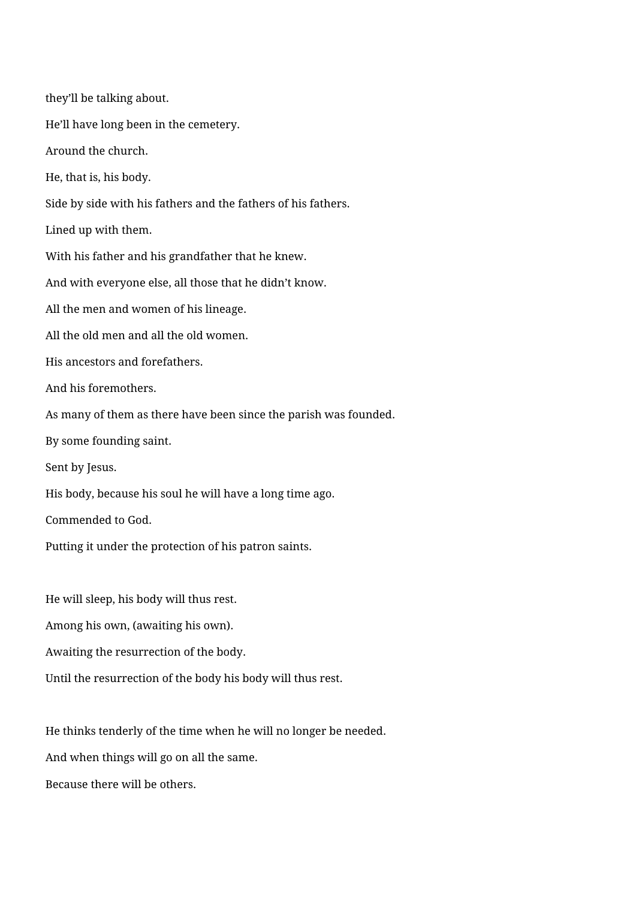they'll be talking about.

He'll have long been in the cemetery.

Around the church.

He, that is, his body.

Side by side with his fathers and the fathers of his fathers.

Lined up with them.

With his father and his grandfather that he knew.

And with everyone else, all those that he didn't know.

All the men and women of his lineage.

All the old men and all the old women.

His ancestors and forefathers.

And his foremothers.

As many of them as there have been since the parish was founded.

By some founding saint.

Sent by Jesus.

His body, because his soul he will have a long time ago.

Commended to God.

Putting it under the protection of his patron saints.

He will sleep, his body will thus rest.

Among his own, (awaiting his own).

Awaiting the resurrection of the body.

Until the resurrection of the body his body will thus rest.

He thinks tenderly of the time when he will no longer be needed.

And when things will go on all the same.

Because there will be others.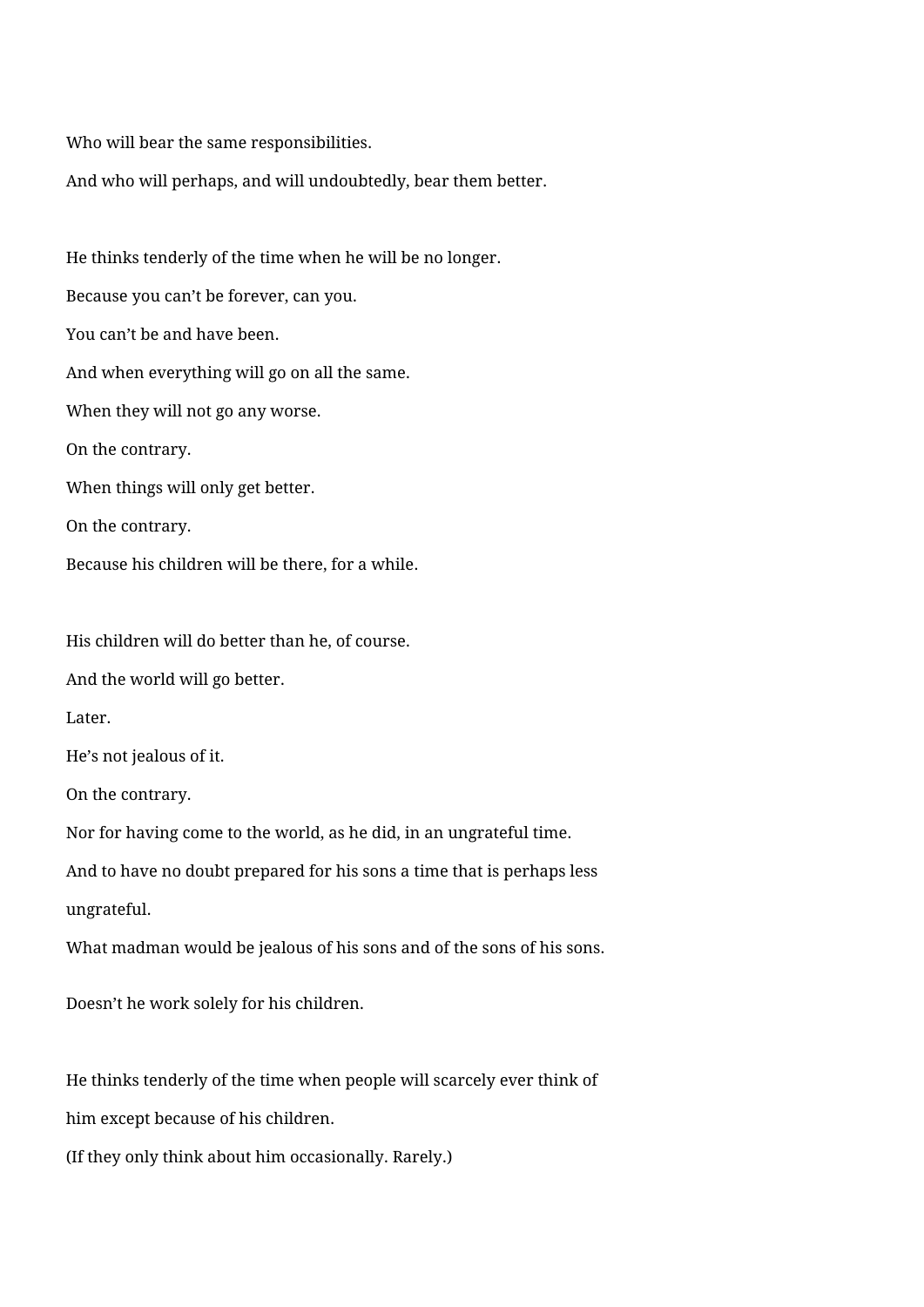Who will bear the same responsibilities.

And who will perhaps, and will undoubtedly, bear them better.

He thinks tenderly of the time when he will be no longer.

Because you can’t be forever, can you.

You can’t be and have been.

And when everything will go on all the same.

When they will not go any worse.

On the contrary.

When things will only get better.

On the contrary.

Because his children will be there, for a while.

His children will do better than he, of course.

And the world will go better.

Later.

He’s not jealous of it.

On the contrary.

Nor for having come to the world, as he did, in an ungrateful time.

And to have no doubt prepared for his sons a time that is perhaps less ungrateful.

What madman would be jealous of his sons and of the sons of his sons.

Doesn’t he work solely for his children.

He thinks tenderly of the time when people will scarcely ever think of him except because of his children.

(If they only think about him occasionally. Rarely.)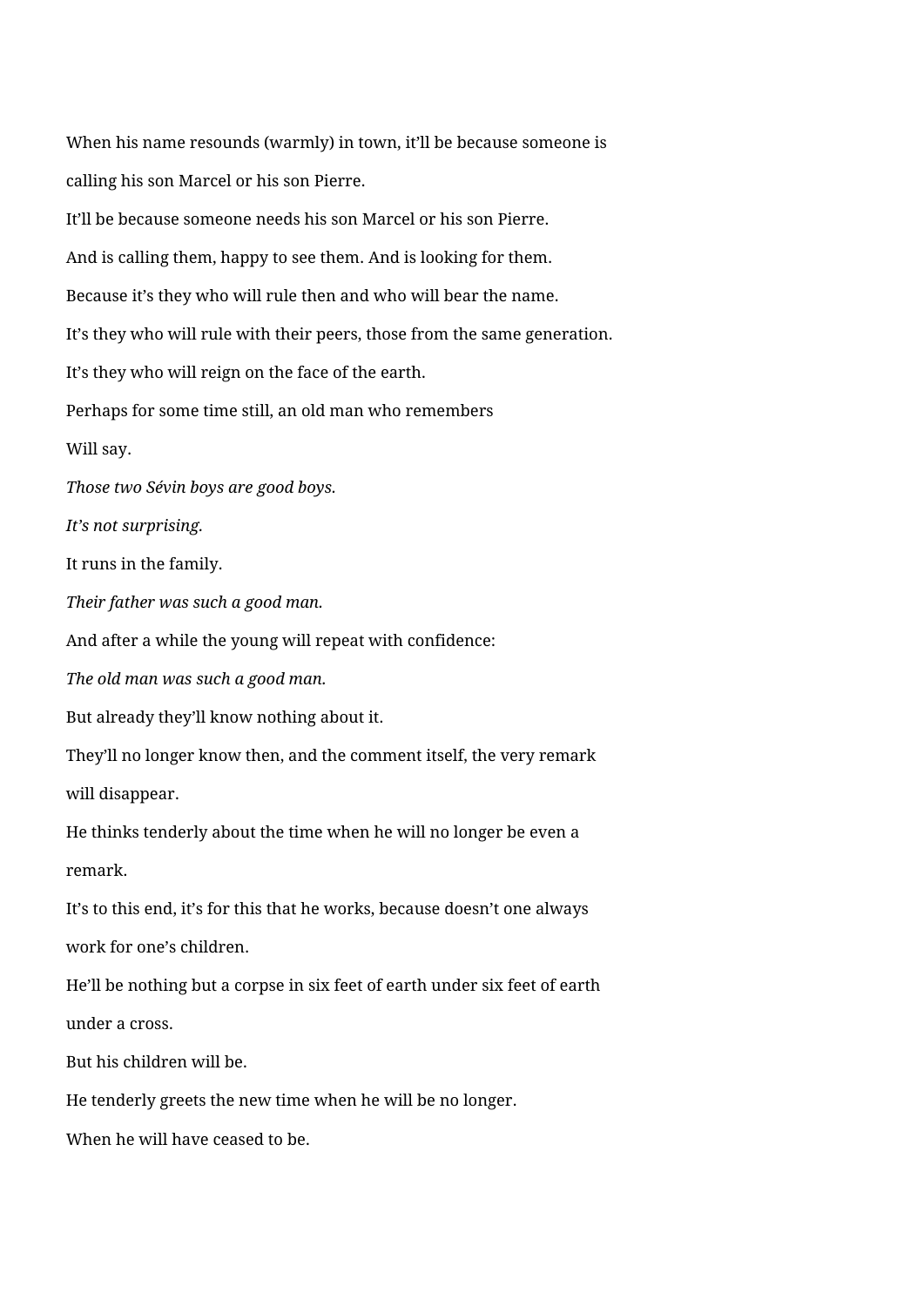When his name resounds (warmly) in town, it'll be because someone is calling his son Marcel or his son Pierre.

It'll be because someone needs his son Marcel or his son Pierre.

And is calling them, happy to see them. And is looking for them.

Because it's they who will rule then and who will bear the name.

It's they who will rule with their peers, those from the same generation.

It's they who will reign on the face of the earth.

Perhaps for some time still, an old man who remembers

Will say.

*Those two Sévin boys are good boys.*

*It's not surprising.*

It runs in the family.

*Their father was such a good man.*

And after a while the young will repeat with confidence:

*The old man was such a good man.*

But already they'll know nothing about it.

They'll no longer know then, and the comment itself, the very remark will disappear.

He thinks tenderly about the time when he will no longer be even a remark.

It's to this end, it's for this that he works, because doesn't one always work for one's children.

He'll be nothing but a corpse in six feet of earth under six feet of earth under a cross.

But his children will be.

He tenderly greets the new time when he will be no longer.

When he will have ceased to be.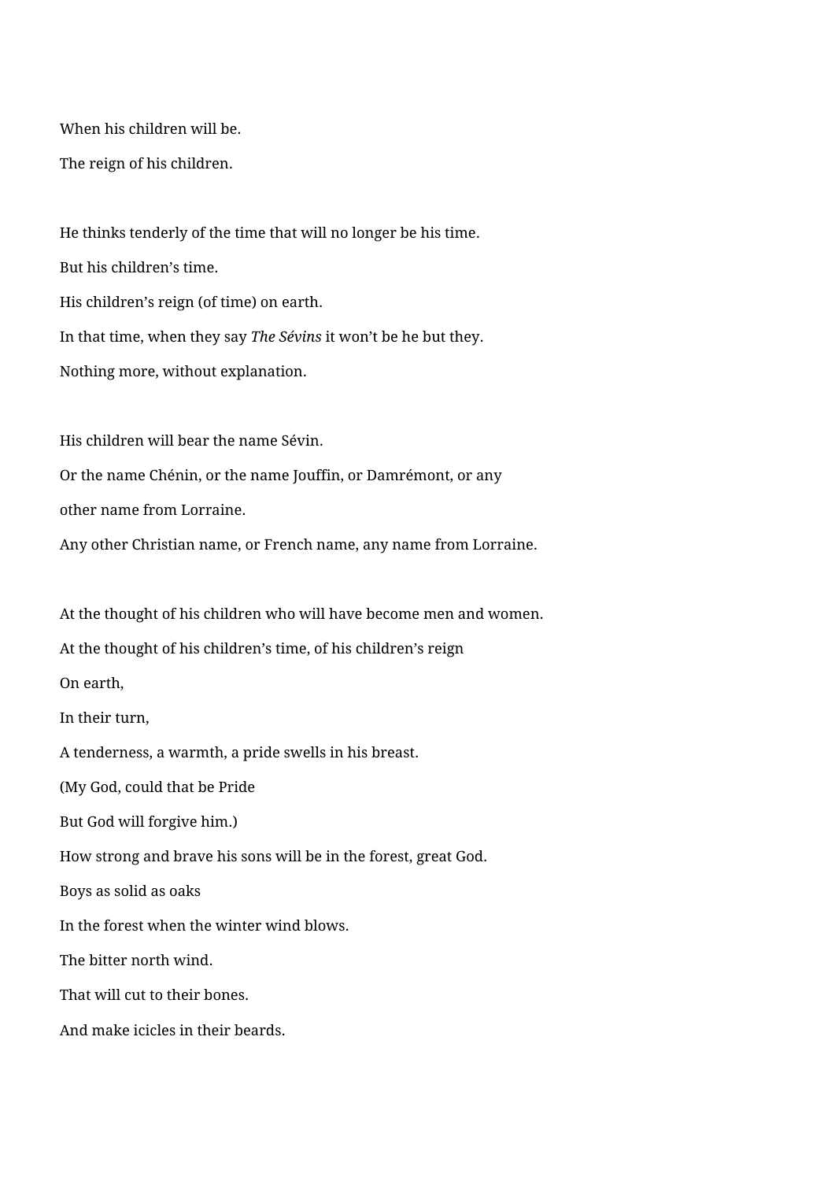When his children will be.

The reign of his children.

He thinks tenderly of the time that will no longer be his time.

But his children's time.

His children's reign (of time) on earth.

In that time, when they say *The Sévins* it won't be he but they.

Nothing more, without explanation.

His children will bear the name Sévin.

Or the name Chénin, or the name Jouffin, or Damrémont, or any

other name from Lorraine.

Any other Christian name, or French name, any name from Lorraine.

At the thought of his children who will have become men and women.

At the thought of his children's time, of his children's reign

On earth,

In their turn,

A tenderness, a warmth, a pride swells in his breast.

(My God, could that be Pride

But God will forgive him.)

How strong and brave his sons will be in the forest, great God.

Boys as solid as oaks

In the forest when the winter wind blows.

The bitter north wind.

That will cut to their bones.

And make icicles in their beards.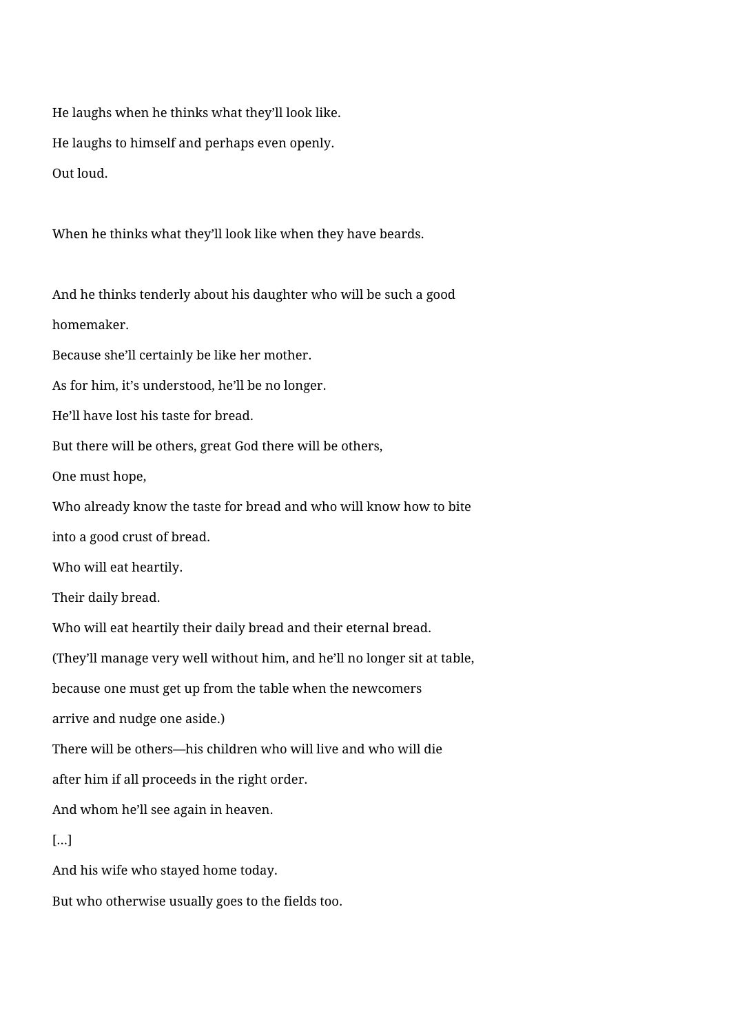He laughs when he thinks what they'll look like.

He laughs to himself and perhaps even openly.

Out loud.

When he thinks what they'll look like when they have beards.

And he thinks tenderly about his daughter who will be such a good homemaker.

Because she'll certainly be like her mother.

As for him, it's understood, he'll be no longer.

He'll have lost his taste for bread.

But there will be others, great God there will be others,

One must hope,

Who already know the taste for bread and who will know how to bite into a good crust of bread.

Who will eat heartily.

Their daily bread.

Who will eat heartily their daily bread and their eternal bread.

(They'll manage very well without him, and he'll no longer sit at table, because one must get up from the table when the newcomers arrive and nudge one aside.)

There will be others—his children who will live and who will die after him if all proceeds in the right order.

And whom he'll see again in heaven.

[...]

And his wife who stayed home today.

But who otherwise usually goes to the fields too.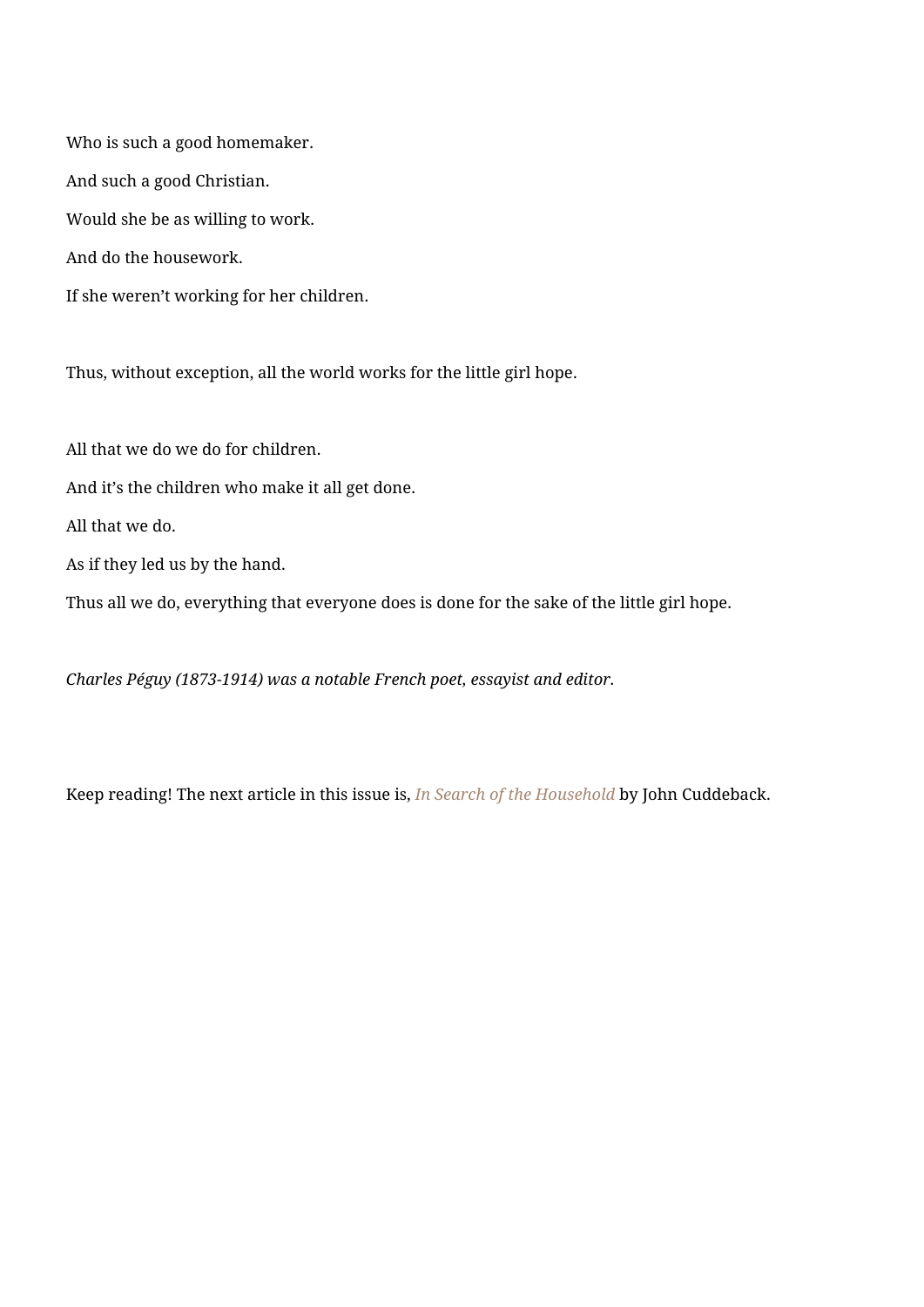Who is such a good homemaker.

And such a good Christian.

Would she be as willing to work.

And do the housework.

If she weren't working for her children.

Thus, without exception, all the world works for the little girl hope.

All that we do we do for children.

And it's the children who make it all get done.

All that we do.

As if they led us by the hand.

Thus all we do, everything that everyone does is done for the sake of the little girl hope.

*Charles Péguy (1873-1914) was a notable French poet, essayist and editor.*

Keep reading! The next article in this issue is, *In Search of the Household* by John Cuddeback.